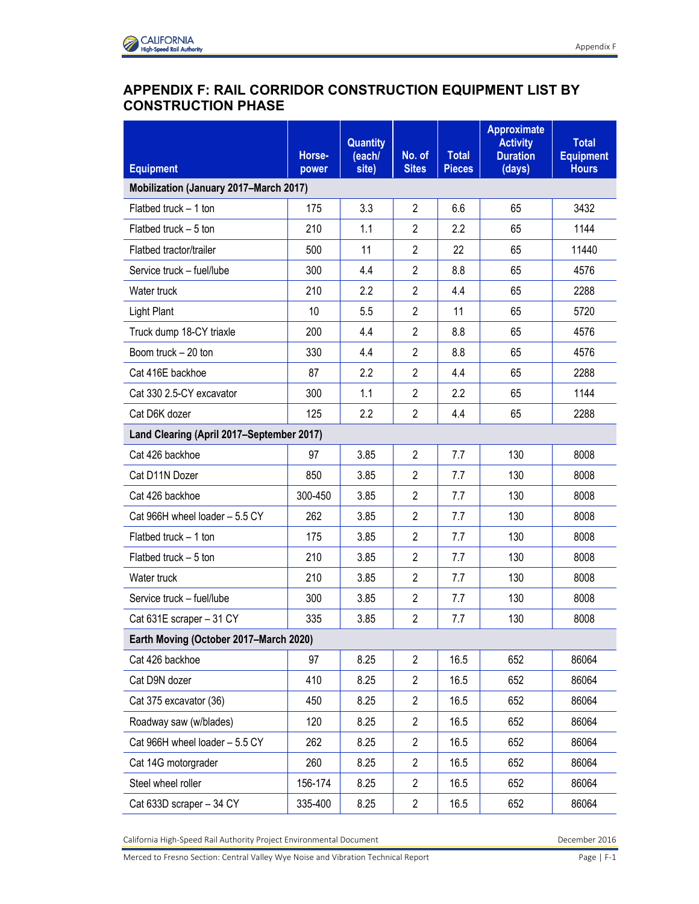# APPENDIX F: RAIL CORRIDOR CONSTRUCTION EQUIPMENT LIST BY CONSTRUCTION PHASE

| Equipment | Horse-power | Quantity (each/ site) | No. of Sites | Total Pieces | Approximate Activity Duration (days) | Total Equipment Hours |
|---|---|---|---|---|---|---|
| **Mobilization (January 2017–March 2017)** | | | | | | |
| Flatbed truck – 1 ton | 175 | 3.3 | 2 | 6.6 | 65 | 3432 |
| Flatbed truck – 5 ton | 210 | 1.1 | 2 | 2.2 | 65 | 1144 |
| Flatbed tractor/trailer | 500 | 11 | 2 | 22 | 65 | 11440 |
| Service truck – fuel/lube | 300 | 4.4 | 2 | 8.8 | 65 | 4576 |
| Water truck | 210 | 2.2 | 2 | 4.4 | 65 | 2288 |
| Light Plant | 10 | 5.5 | 2 | 11 | 65 | 5720 |
| Truck dump 18-CY triaxle | 200 | 4.4 | 2 | 8.8 | 65 | 4576 |
| Boom truck – 20 ton | 330 | 4.4 | 2 | 8.8 | 65 | 4576 |
| Cat 416E backhoe | 87 | 2.2 | 2 | 4.4 | 65 | 2288 |
| Cat 330 2.5-CY excavator | 300 | 1.1 | 2 | 2.2 | 65 | 1144 |
| Cat D6K dozer | 125 | 2.2 | 2 | 4.4 | 65 | 2288 |
| **Land Clearing (April 2017–September 2017)** | | | | | | |
| Cat 426 backhoe | 97 | 3.85 | 2 | 7.7 | 130 | 8008 |
| Cat D11N Dozer | 850 | 3.85 | 2 | 7.7 | 130 | 8008 |
| Cat 426 backhoe | 300-450 | 3.85 | 2 | 7.7 | 130 | 8008 |
| Cat 966H wheel loader – 5.5 CY | 262 | 3.85 | 2 | 7.7 | 130 | 8008 |
| Flatbed truck – 1 ton | 175 | 3.85 | 2 | 7.7 | 130 | 8008 |
| Flatbed truck – 5 ton | 210 | 3.85 | 2 | 7.7 | 130 | 8008 |
| Water truck | 210 | 3.85 | 2 | 7.7 | 130 | 8008 |
| Service truck – fuel/lube | 300 | 3.85 | 2 | 7.7 | 130 | 8008 |
| Cat 631E scraper – 31 CY | 335 | 3.85 | 2 | 7.7 | 130 | 8008 |
| **Earth Moving (October 2017–March 2020)** | | | | | | |
| Cat 426 backhoe | 97 | 8.25 | 2 | 16.5 | 652 | 86064 |
| Cat D9N dozer | 410 | 8.25 | 2 | 16.5 | 652 | 86064 |
| Cat 375 excavator (36) | 450 | 8.25 | 2 | 16.5 | 652 | 86064 |
| Roadway saw (w/blades) | 120 | 8.25 | 2 | 16.5 | 652 | 86064 |
| Cat 966H wheel loader – 5.5 CY | 262 | 8.25 | 2 | 16.5 | 652 | 86064 |
| Cat 14G motorgrader | 260 | 8.25 | 2 | 16.5 | 652 | 86064 |
| Steel wheel roller | 156-174 | 8.25 | 2 | 16.5 | 652 | 86064 |
| Cat 633D scraper – 34 CY | 335-400 | 8.25 | 2 | 16.5 | 652 | 86064 |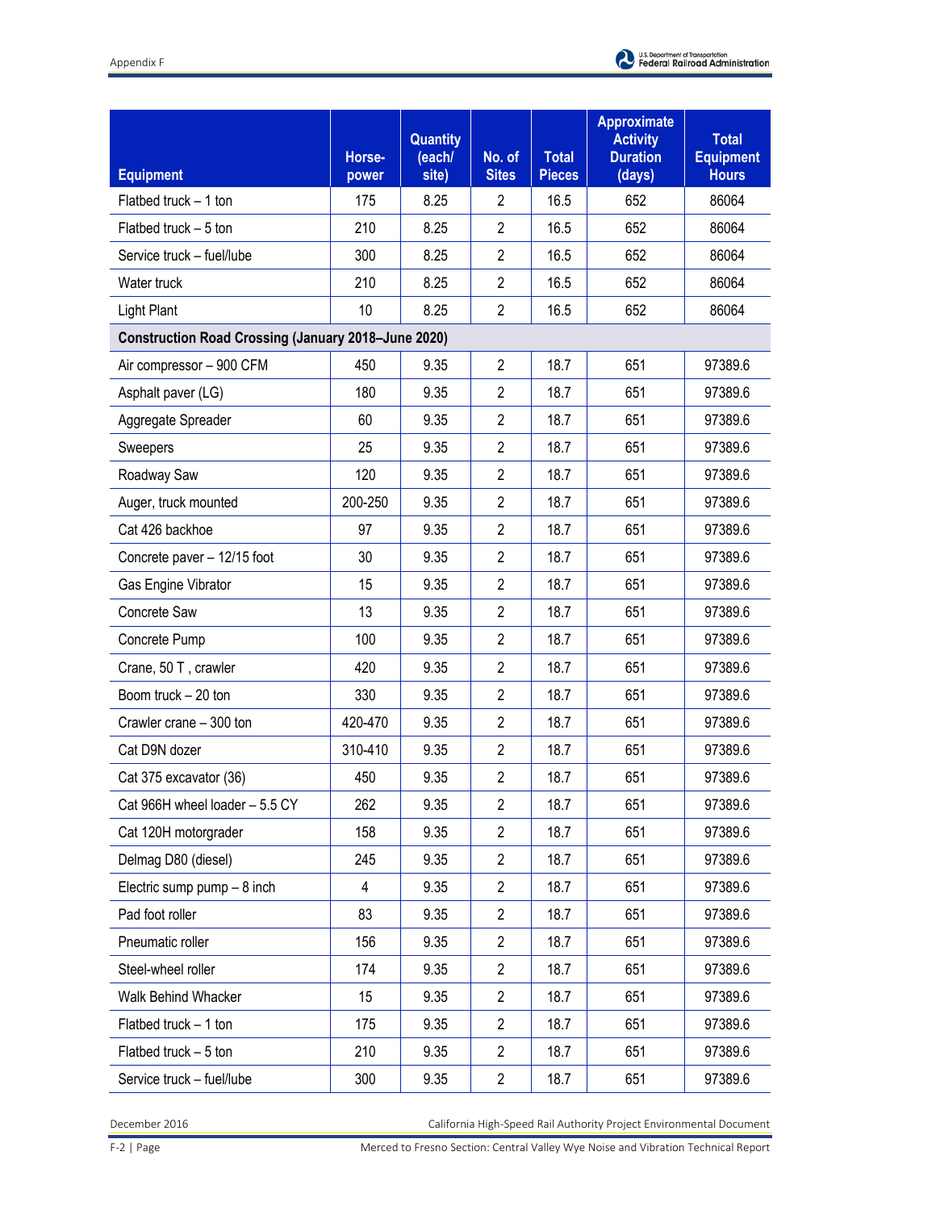| Equipment | Horse-power | Quantity (each/ site) | No. of Sites | Total Pieces | Approximate Activity Duration (days) | Total Equipment Hours |
|---|---|---|---|---|---|---|
| Flatbed truck – 1 ton | 175 | 8.25 | 2 | 16.5 | 652 | 86064 |
| Flatbed truck – 5 ton | 210 | 8.25 | 2 | 16.5 | 652 | 86064 |
| Service truck – fuel/lube | 300 | 8.25 | 2 | 16.5 | 652 | 86064 |
| Water truck | 210 | 8.25 | 2 | 16.5 | 652 | 86064 |
| Light Plant | 10 | 8.25 | 2 | 16.5 | 652 | 86064 |
| **Construction Road Crossing (January 2018–June 2020)** | | | | | | |
| Air compressor – 900 CFM | 450 | 9.35 | 2 | 18.7 | 651 | 97389.6 |
| Asphalt paver (LG) | 180 | 9.35 | 2 | 18.7 | 651 | 97389.6 |
| Aggregate Spreader | 60 | 9.35 | 2 | 18.7 | 651 | 97389.6 |
| Sweepers | 25 | 9.35 | 2 | 18.7 | 651 | 97389.6 |
| Roadway Saw | 120 | 9.35 | 2 | 18.7 | 651 | 97389.6 |
| Auger, truck mounted | 200-250 | 9.35 | 2 | 18.7 | 651 | 97389.6 |
| Cat 426 backhoe | 97 | 9.35 | 2 | 18.7 | 651 | 97389.6 |
| Concrete paver – 12/15 foot | 30 | 9.35 | 2 | 18.7 | 651 | 97389.6 |
| Gas Engine Vibrator | 15 | 9.35 | 2 | 18.7 | 651 | 97389.6 |
| Concrete Saw | 13 | 9.35 | 2 | 18.7 | 651 | 97389.6 |
| Concrete Pump | 100 | 9.35 | 2 | 18.7 | 651 | 97389.6 |
| Crane, 50 T , crawler | 420 | 9.35 | 2 | 18.7 | 651 | 97389.6 |
| Boom truck – 20 ton | 330 | 9.35 | 2 | 18.7 | 651 | 97389.6 |
| Crawler crane – 300 ton | 420-470 | 9.35 | 2 | 18.7 | 651 | 97389.6 |
| Cat D9N dozer | 310-410 | 9.35 | 2 | 18.7 | 651 | 97389.6 |
| Cat 375 excavator (36) | 450 | 9.35 | 2 | 18.7 | 651 | 97389.6 |
| Cat 966H wheel loader – 5.5 CY | 262 | 9.35 | 2 | 18.7 | 651 | 97389.6 |
| Cat 120H motorgrader | 158 | 9.35 | 2 | 18.7 | 651 | 97389.6 |
| Delmag D80 (diesel) | 245 | 9.35 | 2 | 18.7 | 651 | 97389.6 |
| Electric sump pump – 8 inch | 4 | 9.35 | 2 | 18.7 | 651 | 97389.6 |
| Pad foot roller | 83 | 9.35 | 2 | 18.7 | 651 | 97389.6 |
| Pneumatic roller | 156 | 9.35 | 2 | 18.7 | 651 | 97389.6 |
| Steel-wheel roller | 174 | 9.35 | 2 | 18.7 | 651 | 97389.6 |
| Walk Behind Whacker | 15 | 9.35 | 2 | 18.7 | 651 | 97389.6 |
| Flatbed truck – 1 ton | 175 | 9.35 | 2 | 18.7 | 651 | 97389.6 |
| Flatbed truck – 5 ton | 210 | 9.35 | 2 | 18.7 | 651 | 97389.6 |
| Service truck – fuel/lube | 300 | 9.35 | 2 | 18.7 | 651 | 97389.6 |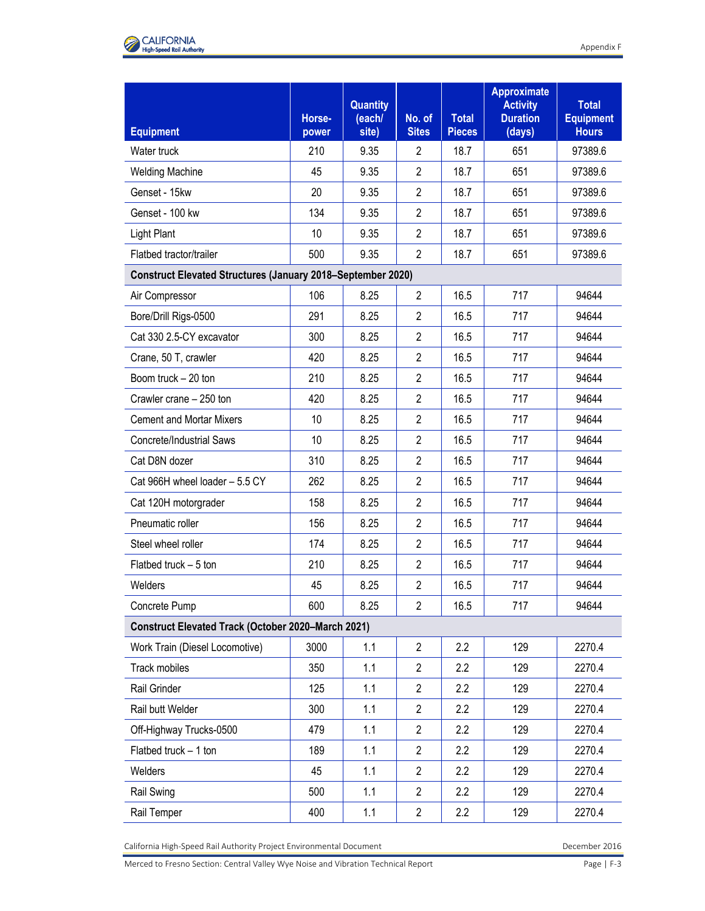| Equipment | Horse-power | Quantity (each/ site) | No. of Sites | Total Pieces | Approximate Activity Duration (days) | Total Equipment Hours |
|---|---|---|---|---|---|---|
| Water truck | 210 | 9.35 | 2 | 18.7 | 651 | 97389.6 |
| Welding Machine | 45 | 9.35 | 2 | 18.7 | 651 | 97389.6 |
| Genset - 15kw | 20 | 9.35 | 2 | 18.7 | 651 | 97389.6 |
| Genset - 100 kw | 134 | 9.35 | 2 | 18.7 | 651 | 97389.6 |
| Light Plant | 10 | 9.35 | 2 | 18.7 | 651 | 97389.6 |
| Flatbed tractor/trailer | 500 | 9.35 | 2 | 18.7 | 651 | 97389.6 |
| **Construct Elevated Structures (January 2018–September 2020)** | | | | | | |
| Air Compressor | 106 | 8.25 | 2 | 16.5 | 717 | 94644 |
| Bore/Drill Rigs-0500 | 291 | 8.25 | 2 | 16.5 | 717 | 94644 |
| Cat 330 2.5-CY excavator | 300 | 8.25 | 2 | 16.5 | 717 | 94644 |
| Crane, 50 T, crawler | 420 | 8.25 | 2 | 16.5 | 717 | 94644 |
| Boom truck – 20 ton | 210 | 8.25 | 2 | 16.5 | 717 | 94644 |
| Crawler crane – 250 ton | 420 | 8.25 | 2 | 16.5 | 717 | 94644 |
| Cement and Mortar Mixers | 10 | 8.25 | 2 | 16.5 | 717 | 94644 |
| Concrete/Industrial Saws | 10 | 8.25 | 2 | 16.5 | 717 | 94644 |
| Cat D8N dozer | 310 | 8.25 | 2 | 16.5 | 717 | 94644 |
| Cat 966H wheel loader – 5.5 CY | 262 | 8.25 | 2 | 16.5 | 717 | 94644 |
| Cat 120H motorgrader | 158 | 8.25 | 2 | 16.5 | 717 | 94644 |
| Pneumatic roller | 156 | 8.25 | 2 | 16.5 | 717 | 94644 |
| Steel wheel roller | 174 | 8.25 | 2 | 16.5 | 717 | 94644 |
| Flatbed truck – 5 ton | 210 | 8.25 | 2 | 16.5 | 717 | 94644 |
| Welders | 45 | 8.25 | 2 | 16.5 | 717 | 94644 |
| Concrete Pump | 600 | 8.25 | 2 | 16.5 | 717 | 94644 |
| **Construct Elevated Track (October 2020–March 2021)** | | | | | | |
| Work Train (Diesel Locomotive) | 3000 | 1.1 | 2 | 2.2 | 129 | 2270.4 |
| Track mobiles | 350 | 1.1 | 2 | 2.2 | 129 | 2270.4 |
| Rail Grinder | 125 | 1.1 | 2 | 2.2 | 129 | 2270.4 |
| Rail butt Welder | 300 | 1.1 | 2 | 2.2 | 129 | 2270.4 |
| Off-Highway Trucks-0500 | 479 | 1.1 | 2 | 2.2 | 129 | 2270.4 |
| Flatbed truck – 1 ton | 189 | 1.1 | 2 | 2.2 | 129 | 2270.4 |
| Welders | 45 | 1.1 | 2 | 2.2 | 129 | 2270.4 |
| Rail Swing | 500 | 1.1 | 2 | 2.2 | 129 | 2270.4 |
| Rail Temper | 400 | 1.1 | 2 | 2.2 | 129 | 2270.4 |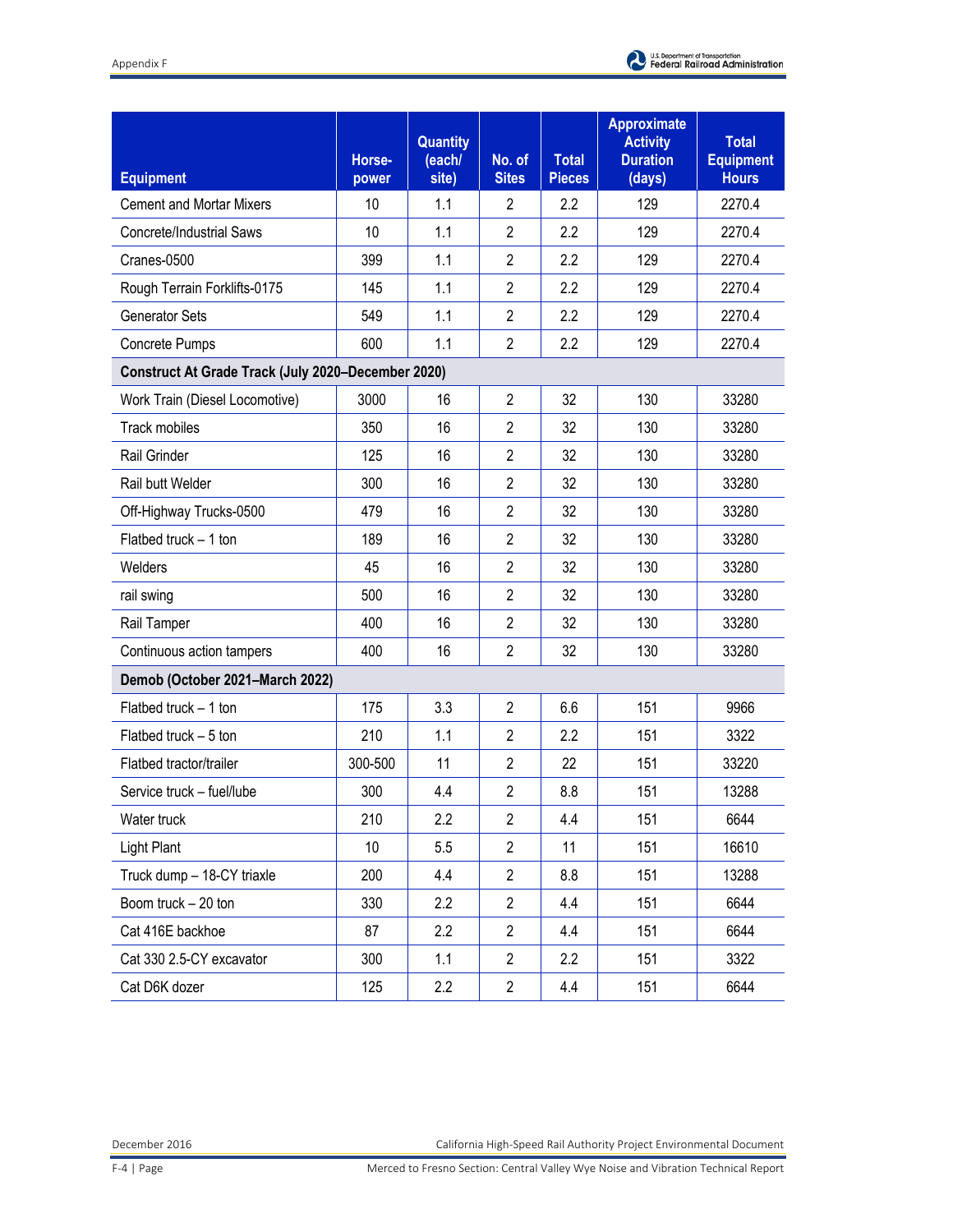| Equipment | Horse-power | Quantity (each/ site) | No. of Sites | Total Pieces | Approximate Activity Duration (days) | Total Equipment Hours |
|---|---|---|---|---|---|---|
| Cement and Mortar Mixers | 10 | 1.1 | 2 | 2.2 | 129 | 2270.4 |
| Concrete/Industrial Saws | 10 | 1.1 | 2 | 2.2 | 129 | 2270.4 |
| Cranes-0500 | 399 | 1.1 | 2 | 2.2 | 129 | 2270.4 |
| Rough Terrain Forklifts-0175 | 145 | 1.1 | 2 | 2.2 | 129 | 2270.4 |
| Generator Sets | 549 | 1.1 | 2 | 2.2 | 129 | 2270.4 |
| Concrete Pumps | 600 | 1.1 | 2 | 2.2 | 129 | 2270.4 |
| **Construct At Grade Track (July 2020–December 2020)** | | | | | | |
| Work Train (Diesel Locomotive) | 3000 | 16 | 2 | 32 | 130 | 33280 |
| Track mobiles | 350 | 16 | 2 | 32 | 130 | 33280 |
| Rail Grinder | 125 | 16 | 2 | 32 | 130 | 33280 |
| Rail butt Welder | 300 | 16 | 2 | 32 | 130 | 33280 |
| Off-Highway Trucks-0500 | 479 | 16 | 2 | 32 | 130 | 33280 |
| Flatbed truck – 1 ton | 189 | 16 | 2 | 32 | 130 | 33280 |
| Welders | 45 | 16 | 2 | 32 | 130 | 33280 |
| rail swing | 500 | 16 | 2 | 32 | 130 | 33280 |
| Rail Tamper | 400 | 16 | 2 | 32 | 130 | 33280 |
| Continuous action tampers | 400 | 16 | 2 | 32 | 130 | 33280 |
| **Demob (October 2021–March 2022)** | | | | | | |
| Flatbed truck – 1 ton | 175 | 3.3 | 2 | 6.6 | 151 | 9966 |
| Flatbed truck – 5 ton | 210 | 1.1 | 2 | 2.2 | 151 | 3322 |
| Flatbed tractor/trailer | 300-500 | 11 | 2 | 22 | 151 | 33220 |
| Service truck – fuel/lube | 300 | 4.4 | 2 | 8.8 | 151 | 13288 |
| Water truck | 210 | 2.2 | 2 | 4.4 | 151 | 6644 |
| Light Plant | 10 | 5.5 | 2 | 11 | 151 | 16610 |
| Truck dump – 18-CY triaxle | 200 | 4.4 | 2 | 8.8 | 151 | 13288 |
| Boom truck – 20 ton | 330 | 2.2 | 2 | 4.4 | 151 | 6644 |
| Cat 416E backhoe | 87 | 2.2 | 2 | 4.4 | 151 | 6644 |
| Cat 330 2.5-CY excavator | 300 | 1.1 | 2 | 2.2 | 151 | 3322 |
| Cat D6K dozer | 125 | 2.2 | 2 | 4.4 | 151 | 6644 |